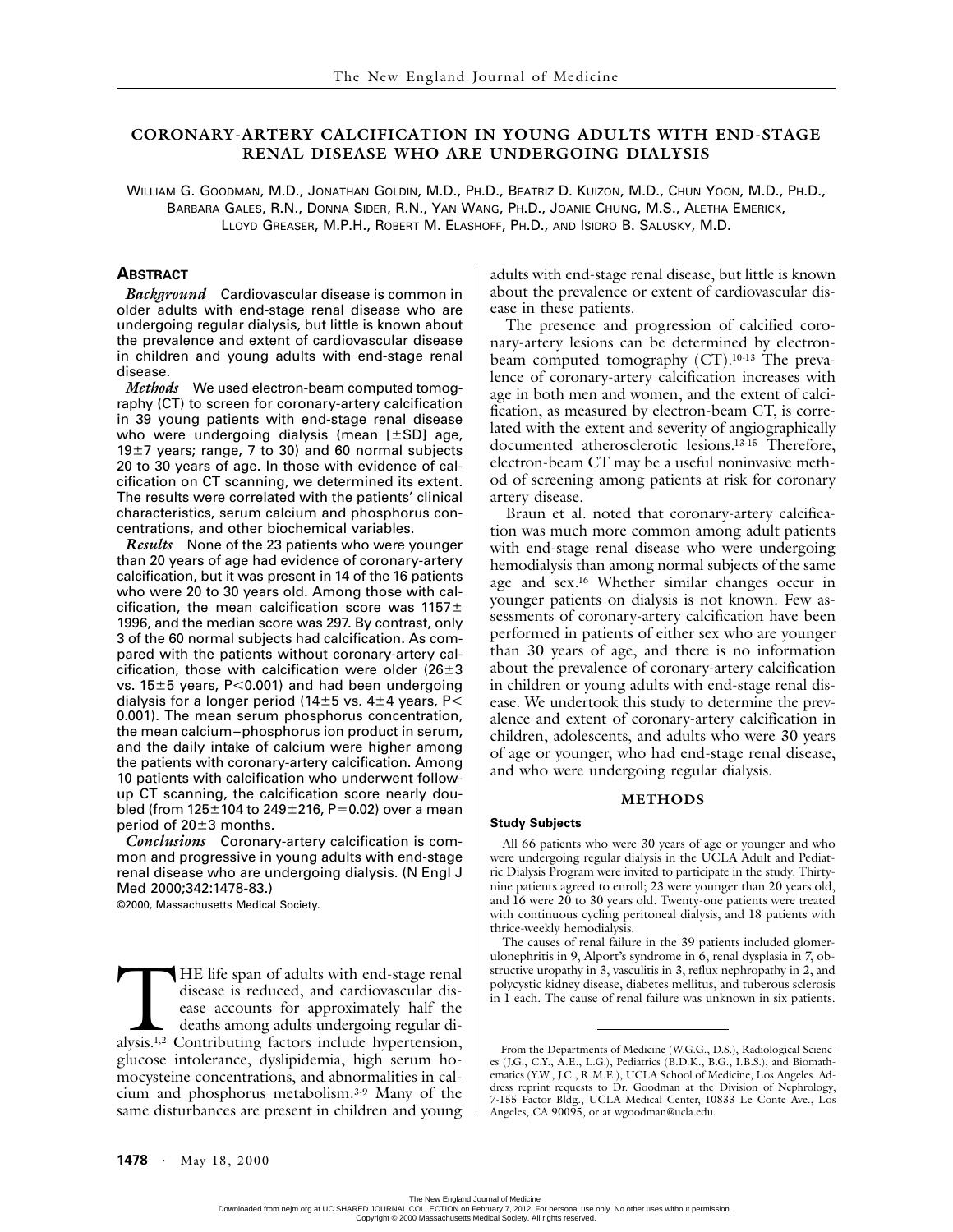# CORONARY-ARTERY CALCIFICATION IN YOUNG ADULTS WITH END-STAGE RENAL DISEASE WHO ARE UNDERGOING DIALYSIS

WILLIAM G. GOODMAN, M.D., JONATHAN GOLDIN, M.D., PH.D., BEATRIZ D. KUIZON, M.D., CHUN YOON, M.D., PH.D., BARBARA GALES, R.N., DONNA SIDER, R.N., YAN WANG, PH.D., JOANIE CHUNG, M.S., ALETHA EMERICK, LLOYD GREASER, M.P.H., ROBERT M. ELASHOFF, PH.D., AND ISIDRO B. SALUSKY, M.D.

## ABSTRACT

***Background*** Cardiovascular disease is common in older adults with end-stage renal disease who are undergoing regular dialysis, but little is known about the prevalence and extent of cardiovascular disease in children and young adults with end-stage renal disease.

***Methods*** We used electron-beam computed tomography (CT) to screen for coronary-artery calcification in 39 young patients with end-stage renal disease who were undergoing dialysis (mean [±SD] age, 19±7 years; range, 7 to 30) and 60 normal subjects 20 to 30 years of age. In those with evidence of calcification on CT scanning, we determined its extent. The results were correlated with the patients' clinical characteristics, serum calcium and phosphorus concentrations, and other biochemical variables.

***Results*** None of the 23 patients who were younger than 20 years of age had evidence of coronary-artery calcification, but it was present in 14 of the 16 patients who were 20 to 30 years old. Among those with calcification, the mean calcification score was 1157± 1996, and the median score was 297. By contrast, only 3 of the 60 normal subjects had calcification. As compared with the patients without coronary-artery calcification, those with calcification were older (26±3 vs. 15±5 years, $P<0.001$) and had been undergoing dialysis for a longer period (14±5 vs. 4±4 years, $P<0.001$). The mean serum phosphorus concentration, the mean calcium–phosphorus ion product in serum, and the daily intake of calcium were higher among the patients with coronary-artery calcification. Among 10 patients with calcification who underwent follow-up CT scanning, the calcification score nearly doubled (from 125±104 to 249±216, $P=0.02$) over a mean period of 20±3 months.

***Conclusions*** Coronary-artery calcification is common and progressive in young adults with end-stage renal disease who are undergoing dialysis. (N Engl J Med 2000;342:1478-83.)

©2000, Massachusetts Medical Society.

THE life span of adults with end-stage renal disease is reduced, and cardiovascular disease accounts for approximately half the deaths among adults undergoing regular dialysis.[1,2] Contributing factors include hypertension, glucose intolerance, dyslipidemia, high serum homocysteine concentrations, and abnormalities in calcium and phosphorus metabolism.[3-9] Many of the same disturbances are present in children and young adults with end-stage renal disease, but little is known about the prevalence or extent of cardiovascular disease in these patients.

The presence and progression of calcified coronary-artery lesions can be determined by electron-beam computed tomography (CT).[10-13] The prevalence of coronary-artery calcification increases with age in both men and women, and the extent of calcification, as measured by electron-beam CT, is correlated with the extent and severity of angiographically documented atherosclerotic lesions.[13-15] Therefore, electron-beam CT may be a useful noninvasive method of screening among patients at risk for coronary artery disease.

Braun et al. noted that coronary-artery calcification was much more common among adult patients with end-stage renal disease who were undergoing hemodialysis than among normal subjects of the same age and sex.[16] Whether similar changes occur in younger patients on dialysis is not known. Few assessments of coronary-artery calcification have been performed in patients of either sex who are younger than 30 years of age, and there is no information about the prevalence of coronary-artery calcification in children or young adults with end-stage renal disease. We undertook this study to determine the prevalence and extent of coronary-artery calcification in children, adolescents, and adults who were 30 years of age or younger, who had end-stage renal disease, and who were undergoing regular dialysis.

## METHODS

### Study Subjects

All 66 patients who were 30 years of age or younger and who were undergoing regular dialysis in the UCLA Adult and Pediatric Dialysis Program were invited to participate in the study. Thirty-nine patients agreed to enroll; 23 were younger than 20 years old, and 16 were 20 to 30 years old. Twenty-one patients were treated with continuous cycling peritoneal dialysis, and 18 patients with thrice-weekly hemodialysis.

The causes of renal failure in the 39 patients included glomerulonephritis in 9, Alport's syndrome in 6, renal dysplasia in 7, obstructive uropathy in 3, vasculitis in 3, reflux nephropathy in 2, and polycystic kidney disease, diabetes mellitus, and tuberous sclerosis in 1 each. The cause of renal failure was unknown in six patients.

From the Departments of Medicine (W.G.G., D.S.), Radiological Sciences (J.G., C.Y., A.E., L.G.), Pediatrics (B.D.K., B.G., I.B.S.), and Biomathematics (Y.W., J.C., R.M.E.), UCLA School of Medicine, Los Angeles. Address reprint requests to Dr. Goodman at the Division of Nephrology, 7-155 Factor Bldg., UCLA Medical Center, 10833 Le Conte Ave., Los Angeles, CA 90095, or at wgoodman@ucla.edu.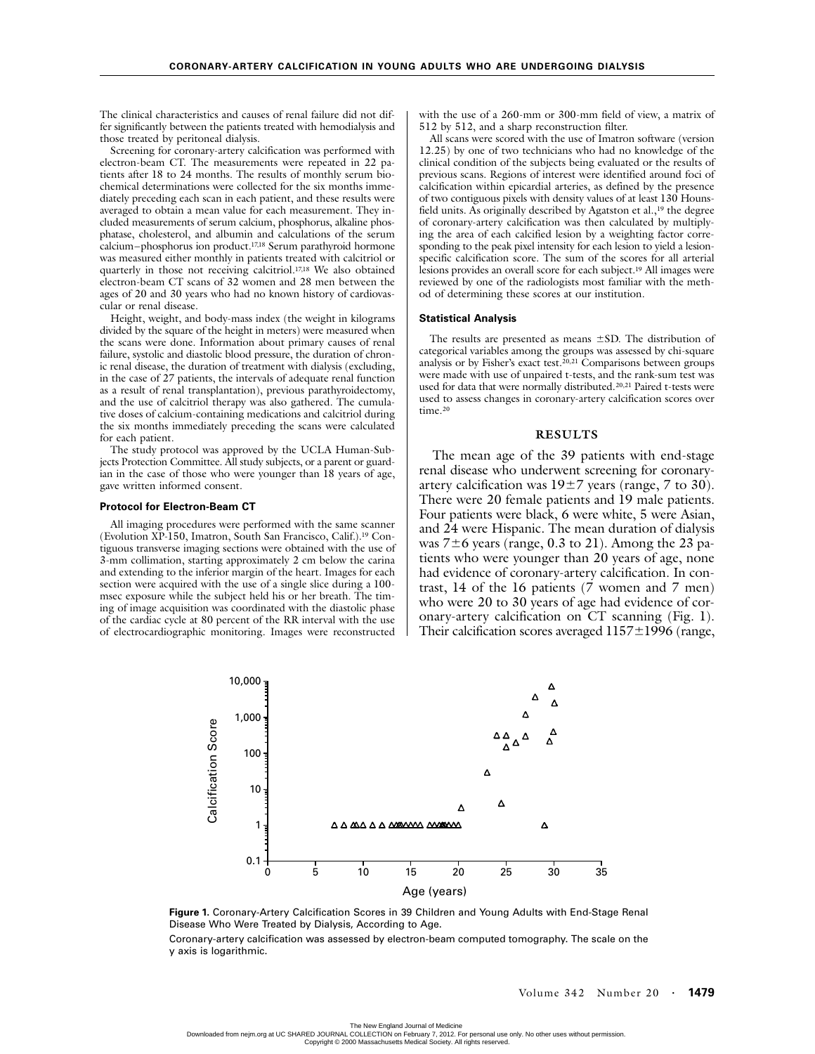The clinical characteristics and causes of renal failure did not differ significantly between the patients treated with hemodialysis and those treated by peritoneal dialysis.

Screening for coronary-artery calcification was performed with electron-beam CT. The measurements were repeated in 22 patients after 18 to 24 months. The results of monthly serum biochemical determinations were collected for the six months immediately preceding each scan in each patient, and these results were averaged to obtain a mean value for each measurement. They included measurements of serum calcium, phosphorus, alkaline phosphatase, cholesterol, and albumin and calculations of the serum calcium–phosphorus ion product.[17,18] Serum parathyroid hormone was measured either monthly in patients treated with calcitriol or quarterly in those not receiving calcitriol.[17,18] We also obtained electron-beam CT scans of 32 women and 28 men between the ages of 20 and 30 years who had no known history of cardiovascular or renal disease.

Height, weight, and body-mass index (the weight in kilograms divided by the square of the height in meters) were measured when the scans were done. Information about primary causes of renal failure, systolic and diastolic blood pressure, the duration of chronic renal disease, the duration of treatment with dialysis (excluding, in the case of 27 patients, the intervals of adequate renal function as a result of renal transplantation), previous parathyroidectomy, and the use of calcitriol therapy was also gathered. The cumulative doses of calcium-containing medications and calcitriol during the six months immediately preceding the scans were calculated for each patient.

The study protocol was approved by the UCLA Human-Subjects Protection Committee. All study subjects, or a parent or guardian in the case of those who were younger than 18 years of age, gave written informed consent.

### Protocol for Electron-Beam CT

All imaging procedures were performed with the same scanner (Evolution XP-150, Imatron, South San Francisco, Calif.).[19] Contiguous transverse imaging sections were obtained with the use of 3-mm collimation, starting approximately 2 cm below the carina and extending to the inferior margin of the heart. Images for each section were acquired with the use of a single slice during a 100-msec exposure while the subject held his or her breath. The timing of image acquisition was coordinated with the diastolic phase of the cardiac cycle at 80 percent of the RR interval with the use of electrocardiographic monitoring. Images were reconstructed with the use of a 260-mm or 300-mm field of view, a matrix of 512 by 512, and a sharp reconstruction filter.

All scans were scored with the use of Imatron software (version 12.25) by one of two technicians who had no knowledge of the clinical condition of the subjects being evaluated or the results of previous scans. Regions of interest were identified around foci of calcification within epicardial arteries, as defined by the presence of two contiguous pixels with density values of at least 130 Hounsfield units. As originally described by Agatston et al.,[19] the degree of coronary-artery calcification was then calculated by multiplying the area of each calcified lesion by a weighting factor corresponding to the peak pixel intensity for each lesion to yield a lesion-specific calcification score. The sum of the scores for all arterial lesions provides an overall score for each subject.[19] All images were reviewed by one of the radiologists most familiar with the method of determining these scores at our institution.

### Statistical Analysis

The results are presented as means ±SD. The distribution of categorical variables among the groups was assessed by chi-square analysis or by Fisher's exact test.[20,21] Comparisons between groups were made with use of unpaired t-tests, and the rank-sum test was used for data that were normally distributed.[20,21] Paired t-tests were used to assess changes in coronary-artery calcification scores over time.[20]

## RESULTS

The mean age of the 39 patients with end-stage renal disease who underwent screening for coronary-artery calcification was 19±7 years (range, 7 to 30). There were 20 female patients and 19 male patients. Four patients were black, 6 were white, 5 were Asian, and 24 were Hispanic. The mean duration of dialysis was 7±6 years (range, 0.3 to 21). Among the 23 patients who were younger than 20 years of age, none had evidence of coronary-artery calcification. In contrast, 14 of the 16 patients (7 women and 7 men) who were 20 to 30 years of age had evidence of coronary-artery calcification on CT scanning (Fig. 1). Their calcification scores averaged 1157±1996 (range,

**Figure 1.** Coronary-Artery Calcification Scores in 39 Children and Young Adults with End-Stage Renal Disease Who Were Treated by Dialysis, According to Age.

Coronary-artery calcification was assessed by electron-beam computed tomography. The scale on the y axis is logarithmic.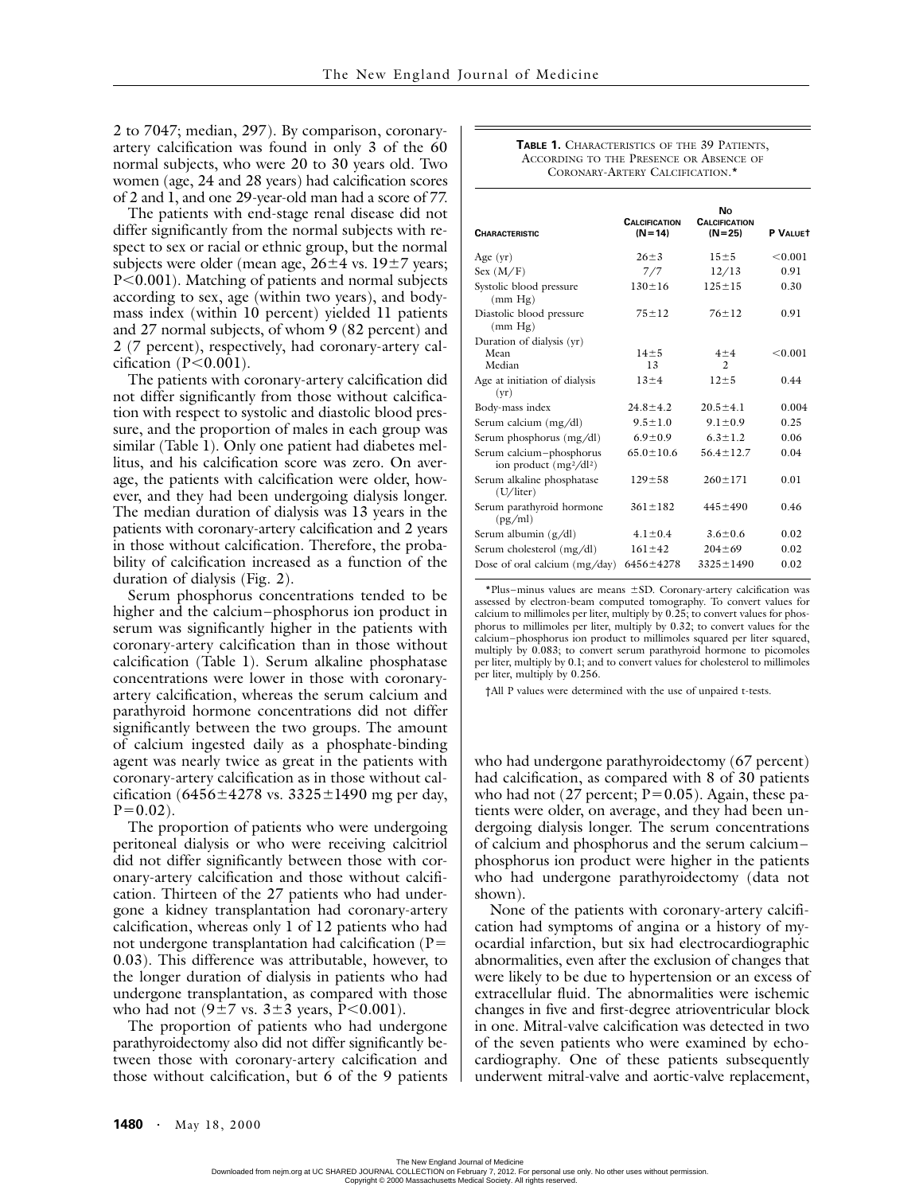2 to 7047; median, 297). By comparison, coronary-artery calcification was found in only 3 of the 60 normal subjects, who were 20 to 30 years old. Two women (age, 24 and 28 years) had calcification scores of 2 and 1, and one 29-year-old man had a score of 77.

The patients with end-stage renal disease did not differ significantly from the normal subjects with respect to sex or racial or ethnic group, but the normal subjects were older (mean age, 26±4 vs. 19±7 years; P<0.001). Matching of patients and normal subjects according to sex, age (within two years), and body-mass index (within 10 percent) yielded 11 patients and 27 normal subjects, of whom 9 (82 percent) and 2 (7 percent), respectively, had coronary-artery calcification (P<0.001).

The patients with coronary-artery calcification did not differ significantly from those without calcification with respect to systolic and diastolic blood pressure, and the proportion of males in each group was similar (Table 1). Only one patient had diabetes mellitus, and his calcification score was zero. On average, the patients with calcification were older, however, and they had been undergoing dialysis longer. The median duration of dialysis was 13 years in the patients with coronary-artery calcification and 2 years in those without calcification. Therefore, the probability of calcification increased as a function of the duration of dialysis (Fig. 2).

Serum phosphorus concentrations tended to be higher and the calcium–phosphorus ion product in serum was significantly higher in the patients with coronary-artery calcification than in those without calcification (Table 1). Serum alkaline phosphatase concentrations were lower in those with coronary-artery calcification, whereas the serum calcium and parathyroid hormone concentrations did not differ significantly between the two groups. The amount of calcium ingested daily as a phosphate-binding agent was nearly twice as great in the patients with coronary-artery calcification as in those without calcification (6456±4278 vs. 3325±1490 mg per day, P=0.02).

The proportion of patients who were undergoing peritoneal dialysis or who were receiving calcitriol did not differ significantly between those with coronary-artery calcification and those without calcification. Thirteen of the 27 patients who had undergone a kidney transplantation had coronary-artery calcification, whereas only 1 of 12 patients who had not undergone transplantation had calcification (P=0.03). This difference was attributable, however, to the longer duration of dialysis in patients who had undergone transplantation, as compared with those who had not (9±7 vs. 3±3 years, P<0.001).

The proportion of patients who had undergone parathyroidectomy also did not differ significantly between those with coronary-artery calcification and those without calcification, but 6 of the 9 patients who had undergone parathyroidectomy (67 percent) had calcification, as compared with 8 of 30 patients who had not (27 percent; P=0.05). Again, these patients were older, on average, and they had been undergoing dialysis longer. The serum concentrations of calcium and phosphorus and the serum calcium–phosphorus ion product were higher in the patients who had undergone parathyroidectomy (data not shown).

None of the patients with coronary-artery calcification had symptoms of angina or a history of myocardial infarction, but six had electrocardiographic abnormalities, even after the exclusion of changes that were likely to be due to hypertension or an excess of extracellular fluid. The abnormalities were ischemic changes in five and first-degree atrioventricular block in one. Mitral-valve calcification was detected in two of the seven patients who were examined by echocardiography. One of these patients subsequently underwent mitral-valve and aortic-valve replacement,

**Table 1.** Characteristics of the 39 Patients, According to the Presence or Absence of Coronary-Artery Calcification.*

| Characteristic | Calcification (N=14) | No Calcification (N=25) | P Value† |
|---|---|---|---|
| Age (yr) | 26±3 | 15±5 | <0.001 |
| Sex (M/F) | 7/7 | 12/13 | 0.91 |
| Systolic blood pressure (mm Hg) | 130±16 | 125±15 | 0.30 |
| Diastolic blood pressure (mm Hg) | 75±12 | 76±12 | 0.91 |
| Duration of dialysis (yr) | | | |
| Mean | 14±5 | 4±4 | <0.001 |
| Median | 13 | 2 | |
| Age at initiation of dialysis (yr) | 13±4 | 12±5 | 0.44 |
| Body-mass index | 24.8±4.2 | 20.5±4.1 | 0.004 |
| Serum calcium (mg/dl) | 9.5±1.0 | 9.1±0.9 | 0.25 |
| Serum phosphorus (mg/dl) | 6.9±0.9 | 6.3±1.2 | 0.06 |
| Serum calcium–phosphorus ion product ($mg^2/dl^2$) | 65.0±10.6 | 56.4±12.7 | 0.04 |
| Serum alkaline phosphatase (U/liter) | 129±58 | 260±171 | 0.01 |
| Serum parathyroid hormone (pg/ml) | 361±182 | 445±490 | 0.46 |
| Serum albumin (g/dl) | 4.1±0.4 | 3.6±0.6 | 0.02 |
| Serum cholesterol (mg/dl) | 161±42 | 204±69 | 0.02 |
| Dose of oral calcium (mg/day) | 6456±4278 | 3325±1490 | 0.02 |

*Plus–minus values are means ±SD. Coronary-artery calcification was assessed by electron-beam computed tomography. To convert values for calcium to millimoles per liter, multiply by 0.25; to convert values for phosphorus to millimoles per liter, multiply by 0.32; to convert values for the calcium–phosphorus ion product to millimoles squared per liter squared, multiply by 0.083; to convert serum parathyroid hormone to picomoles per liter, multiply by 0.1; and to convert values for cholesterol to millimoles per liter, multiply by 0.256.

†All P values were determined with the use of unpaired t-tests.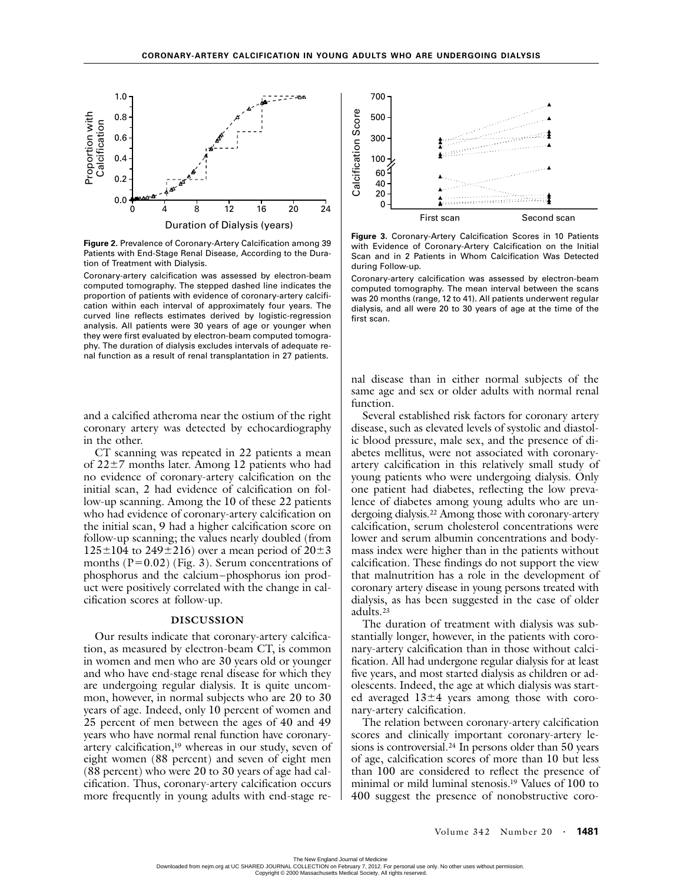**Figure 2.** Prevalence of Coronary-Artery Calcification among 39 Patients with End-Stage Renal Disease, According to the Duration of Treatment with Dialysis.

Coronary-artery calcification was assessed by electron-beam computed tomography. The stepped dashed line indicates the proportion of patients with evidence of coronary-artery calcification within each interval of approximately four years. The curved line reflects estimates derived by logistic-regression analysis. All patients were 30 years of age or younger when they were first evaluated by electron-beam computed tomography. The duration of dialysis excludes intervals of adequate renal function as a result of renal transplantation in 27 patients.

**Figure 3.** Coronary-Artery Calcification Scores in 10 Patients with Evidence of Coronary-Artery Calcification on the Initial Scan and in 2 Patients in Whom Calcification Was Detected during Follow-up.

Coronary-artery calcification was assessed by electron-beam computed tomography. The mean interval between the scans was 20 months (range, 12 to 41). All patients underwent regular dialysis, and all were 20 to 30 years of age at the time of the first scan.

and a calcified atheroma near the ostium of the right coronary artery was detected by echocardiography in the other.

CT scanning was repeated in 22 patients a mean of 22±7 months later. Among 12 patients who had no evidence of coronary-artery calcification on the initial scan, 2 had evidence of calcification on follow-up scanning. Among the 10 of these 22 patients who had evidence of coronary-artery calcification on the initial scan, 9 had a higher calcification score on follow-up scanning; the values nearly doubled (from 125±104 to 249±216) over a mean period of 20±3 months ($P=0.02$) (Fig. 3). Serum concentrations of phosphorus and the calcium–phosphorus ion product were positively correlated with the change in calcification scores at follow-up.

## DISCUSSION

Our results indicate that coronary-artery calcification, as measured by electron-beam CT, is common in women and men who are 30 years old or younger and who have end-stage renal disease for which they are undergoing regular dialysis. It is quite uncommon, however, in normal subjects who are 20 to 30 years of age. Indeed, only 10 percent of women and 25 percent of men between the ages of 40 and 49 years who have normal renal function have coronary-artery calcification,[19] whereas in our study, seven of eight women (88 percent) and seven of eight men (88 percent) who were 20 to 30 years of age had calcification. Thus, coronary-artery calcification occurs more frequently in young adults with end-stage renal disease than in either normal subjects of the same age and sex or older adults with normal renal function.

Several established risk factors for coronary artery disease, such as elevated levels of systolic and diastolic blood pressure, male sex, and the presence of diabetes mellitus, were not associated with coronary-artery calcification in this relatively small study of young patients who were undergoing dialysis. Only one patient had diabetes, reflecting the low prevalence of diabetes among young adults who are undergoing dialysis.[22] Among those with coronary-artery calcification, serum cholesterol concentrations were lower and serum albumin concentrations and body-mass index were higher than in the patients without calcification. These findings do not support the view that malnutrition has a role in the development of coronary artery disease in young persons treated with dialysis, as has been suggested in the case of older adults.[23]

The duration of treatment with dialysis was substantially longer, however, in the patients with coronary-artery calcification than in those without calcification. All had undergone regular dialysis for at least five years, and most started dialysis as children or adolescents. Indeed, the age at which dialysis was started averaged 13±4 years among those with coronary-artery calcification.

The relation between coronary-artery calcification scores and clinically important coronary-artery lesions is controversial.[24] In persons older than 50 years of age, calcification scores of more than 10 but less than 100 are considered to reflect the presence of minimal or mild luminal stenosis.[19] Values of 100 to 400 suggest the presence of nonobstructive coro-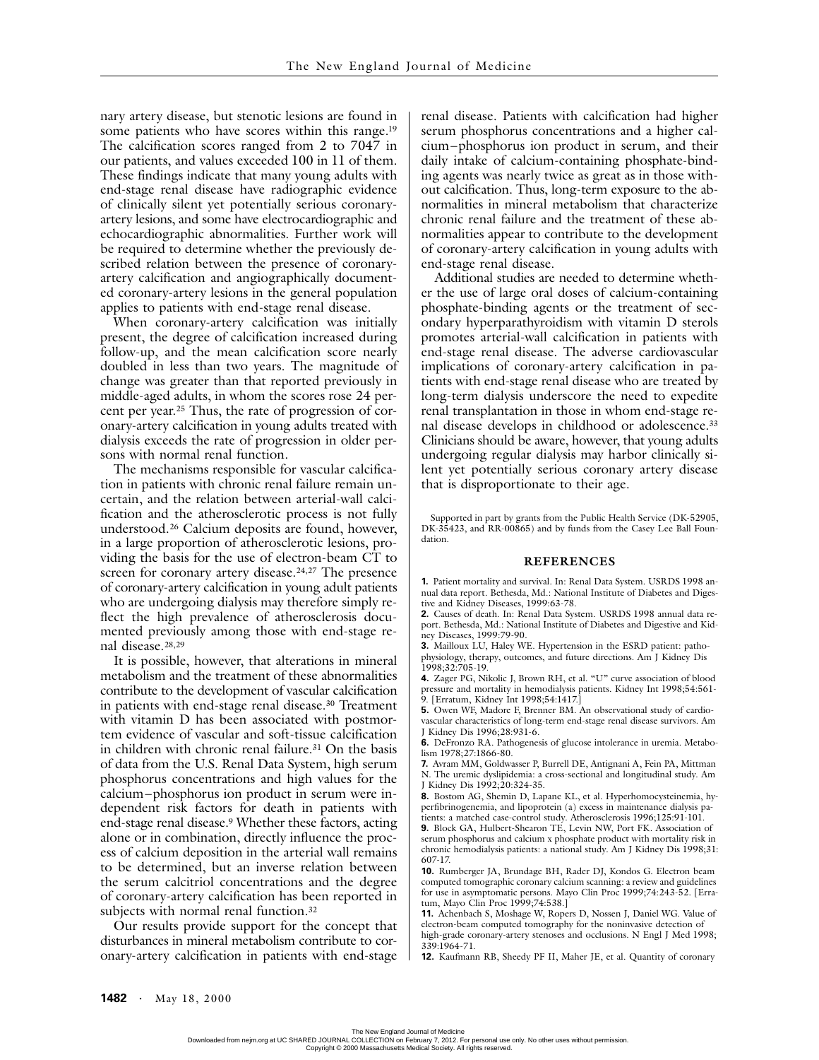nary artery disease, but stenotic lesions are found in some patients who have scores within this range.[19] The calcification scores ranged from 2 to 7047 in our patients, and values exceeded 100 in 11 of them. These findings indicate that many young adults with end-stage renal disease have radiographic evidence of clinically silent yet potentially serious coronary-artery lesions, and some have electrocardiographic and echocardiographic abnormalities. Further work will be required to determine whether the previously described relation between the presence of coronary-artery calcification and angiographically documented coronary-artery lesions in the general population applies to patients with end-stage renal disease.

When coronary-artery calcification was initially present, the degree of calcification increased during follow-up, and the mean calcification score nearly doubled in less than two years. The magnitude of change was greater than that reported previously in middle-aged adults, in whom the scores rose 24 percent per year.[25] Thus, the rate of progression of coronary-artery calcification in young adults treated with dialysis exceeds the rate of progression in older persons with normal renal function.

The mechanisms responsible for vascular calcification in patients with chronic renal failure remain uncertain, and the relation between arterial-wall calcification and the atherosclerotic process is not fully understood.[26] Calcium deposits are found, however, in a large proportion of atherosclerotic lesions, providing the basis for the use of electron-beam CT to screen for coronary artery disease.[24,27] The presence of coronary-artery calcification in young adult patients who are undergoing dialysis may therefore simply reflect the high prevalence of atherosclerosis documented previously among those with end-stage renal disease.[28,29]

It is possible, however, that alterations in mineral metabolism and the treatment of these abnormalities contribute to the development of vascular calcification in patients with end-stage renal disease.[30] Treatment with vitamin D has been associated with postmortem evidence of vascular and soft-tissue calcification in children with chronic renal failure.[31] On the basis of data from the U.S. Renal Data System, high serum phosphorus concentrations and high values for the calcium–phosphorus ion product in serum were independent risk factors for death in patients with end-stage renal disease.[9] Whether these factors, acting alone or in combination, directly influence the process of calcium deposition in the arterial wall remains to be determined, but an inverse relation between the serum calcitriol concentrations and the degree of coronary-artery calcification has been reported in subjects with normal renal function.[32]

Our results provide support for the concept that disturbances in mineral metabolism contribute to coronary-artery calcification in patients with end-stage renal disease. Patients with calcification had higher serum phosphorus concentrations and a higher calcium–phosphorus ion product in serum, and their daily intake of calcium-containing phosphate-binding agents was nearly twice as great as in those without calcification. Thus, long-term exposure to the abnormalities in mineral metabolism that characterize chronic renal failure and the treatment of these abnormalities appear to contribute to the development of coronary-artery calcification in young adults with end-stage renal disease.

Additional studies are needed to determine whether the use of large oral doses of calcium-containing phosphate-binding agents or the treatment of secondary hyperparathyroidism with vitamin D sterols promotes arterial-wall calcification in patients with end-stage renal disease. The adverse cardiovascular implications of coronary-artery calcification in patients with end-stage renal disease who are treated by long-term dialysis underscore the need to expedite renal transplantation in those in whom end-stage renal disease develops in childhood or adolescence.[33] Clinicians should be aware, however, that young adults undergoing regular dialysis may harbor clinically silent yet potentially serious coronary artery disease that is disproportionate to their age.

Supported in part by grants from the Public Health Service (DK-52905, DK-35423, and RR-00865) and by funds from the Casey Lee Ball Foundation.

## REFERENCES

**1.** Patient mortality and survival. In: Renal Data System. USRDS 1998 annual data report. Bethesda, Md.: National Institute of Diabetes and Digestive and Kidney Diseases, 1999:63-78.

**2.** Causes of death. In: Renal Data System. USRDS 1998 annual data report. Bethesda, Md.: National Institute of Diabetes and Digestive and Kidney Diseases, 1999:79-90.

**3.** Mailloux LU, Haley WE. Hypertension in the ESRD patient: pathophysiology, therapy, outcomes, and future directions. Am J Kidney Dis 1998;32:705-19.

**4.** Zager PG, Nikolic J, Brown RH, et al. "U" curve association of blood pressure and mortality in hemodialysis patients. Kidney Int 1998;54:561-9. [Erratum, Kidney Int 1998;54:1417.]

**5.** Owen WF, Madore F, Brenner BM. An observational study of cardiovascular characteristics of long-term end-stage renal disease survivors. Am J Kidney Dis 1996;28:931-6.

**6.** DeFronzo RA. Pathogenesis of glucose intolerance in uremia. Metabolism 1978;27:1866-80.

**7.** Avram MM, Goldwasser P, Burrell DE, Antignani A, Fein PA, Mittman N. The uremic dyslipidemia: a cross-sectional and longitudinal study. Am J Kidney Dis 1992;20:324-35.

**8.** Bostom AG, Shemin D, Lapane KL, et al. Hyperhomocysteinemia, hyperfibrinogenemia, and lipoprotein (a) excess in maintenance dialysis patients: a matched case-control study. Atherosclerosis 1996;125:91-101.

**9.** Block GA, Hulbert-Shearon TE, Levin NW, Port FK. Association of serum phosphorus and calcium x phosphate product with mortality risk in chronic hemodialysis patients: a national study. Am J Kidney Dis 1998;31:607-17.

**10.** Rumberger JA, Brundage BH, Rader DJ, Kondos G. Electron beam computed tomographic coronary calcium scanning: a review and guidelines for use in asymptomatic persons. Mayo Clin Proc 1999;74:243-52. [Erratum, Mayo Clin Proc 1999;74:538.]

**11.** Achenbach S, Moshage W, Ropers D, Nossen J, Daniel WG. Value of electron-beam computed tomography for the noninvasive detection of high-grade coronary-artery stenoses and occlusions. N Engl J Med 1998;339:1964-71.

**12.** Kaufmann RB, Sheedy PF II, Maher JE, et al. Quantity of coronary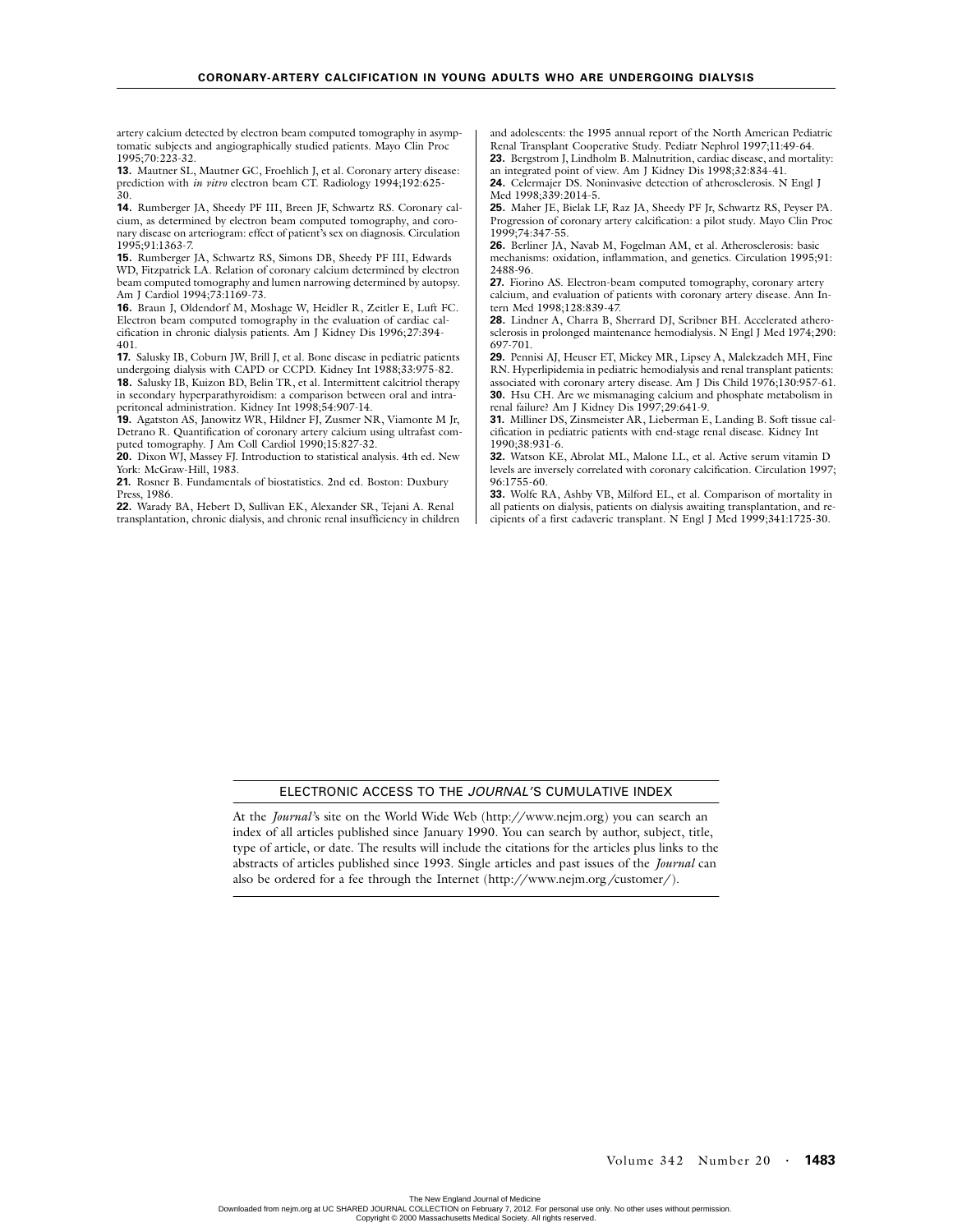artery calcium detected by electron beam computed tomography in asymptomatic subjects and angiographically studied patients. Mayo Clin Proc 1995;70:223-32.

**13.** Mautner SL, Mautner GC, Froehlich J, et al. Coronary artery disease: prediction with *in vitro* electron beam CT. Radiology 1994;192:625-30.

**14.** Rumberger JA, Sheedy PF III, Breen JF, Schwartz RS. Coronary calcium, as determined by electron beam computed tomography, and coronary disease on arteriogram: effect of patient's sex on diagnosis. Circulation 1995;91:1363-7.

**15.** Rumberger JA, Schwartz RS, Simons DB, Sheedy PF III, Edwards WD, Fitzpatrick LA. Relation of coronary calcium determined by electron beam computed tomography and lumen narrowing determined by autopsy. Am J Cardiol 1994;73:1169-73.

**16.** Braun J, Oldendorf M, Moshage W, Heidler R, Zeitler E, Luft FC. Electron beam computed tomography in the evaluation of cardiac calcification in chronic dialysis patients. Am J Kidney Dis 1996;27:394-401.

**17.** Salusky IB, Coburn JW, Brill J, et al. Bone disease in pediatric patients undergoing dialysis with CAPD or CCPD. Kidney Int 1988;33:975-82.

**18.** Salusky IB, Kuizon BD, Belin TR, et al. Intermittent calcitriol therapy in secondary hyperparathyroidism: a comparison between oral and intraperitoneal administration. Kidney Int 1998;54:907-14.

**19.** Agatston AS, Janowitz WR, Hildner FJ, Zusmer NR, Viamonte M Jr, Detrano R. Quantification of coronary artery calcium using ultrafast computed tomography. J Am Coll Cardiol 1990;15:827-32.

**20.** Dixon WJ, Massey FJ. Introduction to statistical analysis. 4th ed. New York: McGraw-Hill, 1983.

**21.** Rosner B. Fundamentals of biostatistics. 2nd ed. Boston: Duxbury Press, 1986.

**22.** Warady BA, Hebert D, Sullivan EK, Alexander SR, Tejani A. Renal transplantation, chronic dialysis, and chronic renal insufficiency in children and adolescents: the 1995 annual report of the North American Pediatric Renal Transplant Cooperative Study. Pediatr Nephrol 1997;11:49-64.

**23.** Bergstrom J, Lindholm B. Malnutrition, cardiac disease, and mortality: an integrated point of view. Am J Kidney Dis 1998;32:834-41.

**24.** Celermajer DS. Noninvasive detection of atherosclerosis. N Engl J Med 1998;339:2014-5.

**25.** Maher JE, Bielak LF, Raz JA, Sheedy PF Jr, Schwartz RS, Peyser PA. Progression of coronary artery calcification: a pilot study. Mayo Clin Proc 1999;74:347-55.

**26.** Berliner JA, Navab M, Fogelman AM, et al. Atherosclerosis: basic mechanisms: oxidation, inflammation, and genetics. Circulation 1995;91:2488-96.

**27.** Fiorino AS. Electron-beam computed tomography, coronary artery calcium, and evaluation of patients with coronary artery disease. Ann Intern Med 1998;128:839-47.

**28.** Lindner A, Charra B, Sherrard DJ, Scribner BH. Accelerated atherosclerosis in prolonged maintenance hemodialysis. N Engl J Med 1974;290:697-701.

**29.** Pennisi AJ, Heuser ET, Mickey MR, Lipsey A, Malekzadeh MH, Fine RN. Hyperlipidemia in pediatric hemodialysis and renal transplant patients: associated with coronary artery disease. Am J Dis Child 1976;130:957-61.

**30.** Hsu CH. Are we mismanaging calcium and phosphate metabolism in renal failure? Am J Kidney Dis 1997;29:641-9.

**31.** Milliner DS, Zinsmeister AR, Lieberman E, Landing B. Soft tissue calcification in pediatric patients with end-stage renal disease. Kidney Int 1990;38:931-6.

**32.** Watson KE, Abrolat ML, Malone LL, et al. Active serum vitamin D levels are inversely correlated with coronary calcification. Circulation 1997;96:1755-60.

**33.** Wolfe RA, Ashby VB, Milford EL, et al. Comparison of mortality in all patients on dialysis, patients on dialysis awaiting transplantation, and recipients of a first cadaveric transplant. N Engl J Med 1999;341:1725-30.

## ELECTRONIC ACCESS TO THE *JOURNAL*'S CUMULATIVE INDEX

At the *Journal*'s site on the World Wide Web (http://www.nejm.org) you can search an index of all articles published since January 1990. You can search by author, subject, title, type of article, or date. The results will include the citations for the articles plus links to the abstracts of articles published since 1993. Single articles and past issues of the *Journal* can also be ordered for a fee through the Internet (http://www.nejm.org/customer/).